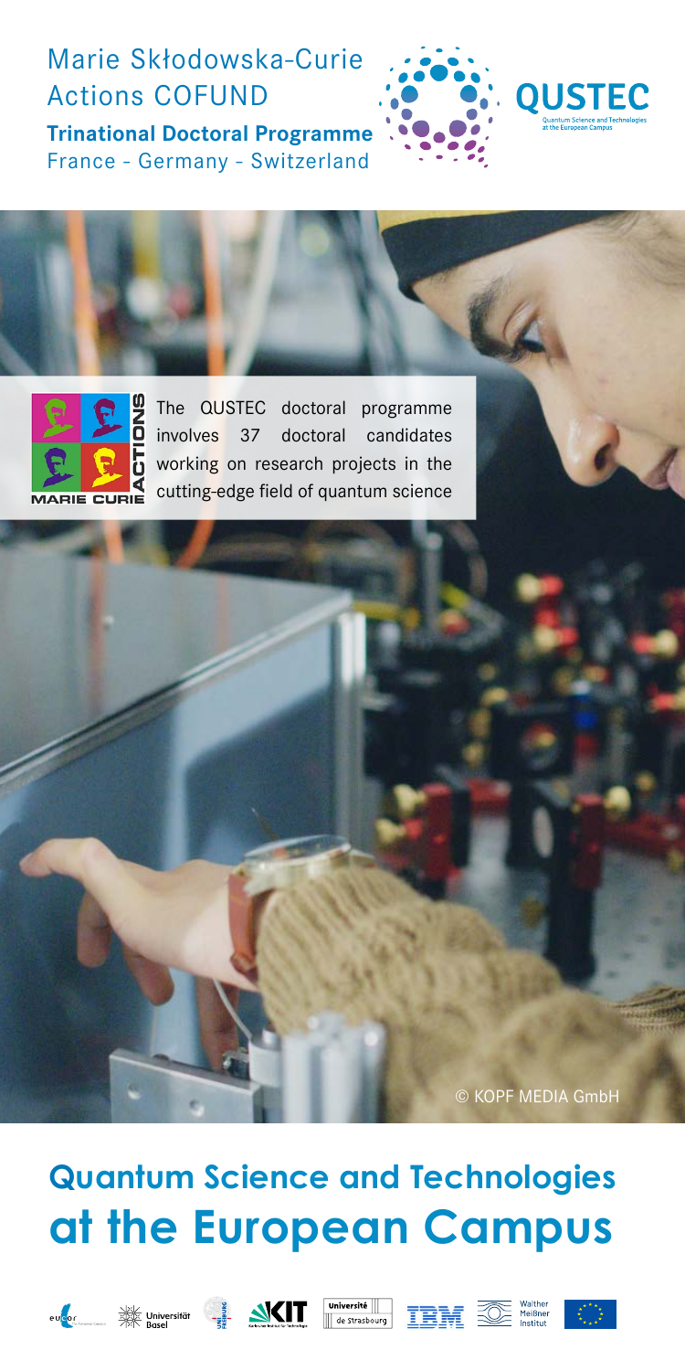Marie Skłodowska-Curie Actions COFUND

**Trinational Doctoral Programme**

France - Germany - Switzerland

QUSTEC

Quantum Science and Technologies at the European Campus

MARIE CURIE ACTIONS

The QUSTEC doctoral programme involves 37 doctoral candidates working on research projects in the cutting-edge field of quantum science

© KOPF MEDIA GmbH

# Quantum Science and Technologies at the European Campus

Universität Basel

KIT

Université de Strasbourg

IBM

Walther Meißner Institut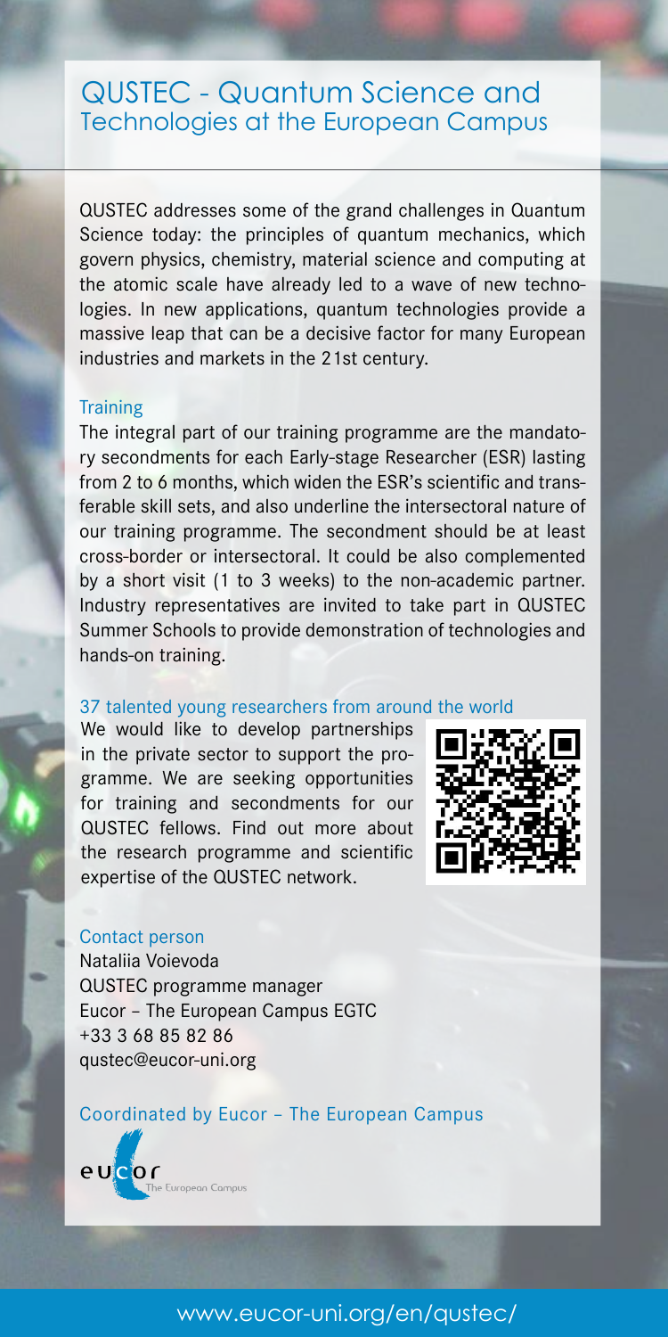# QUSTEC - Quantum Science and Technologies at the European Campus

QUSTEC addresses some of the grand challenges in Quantum Science today: the principles of quantum mechanics, which govern physics, chemistry, material science and computing at the atomic scale have already led to a wave of new technologies. In new applications, quantum technologies provide a massive leap that can be a decisive factor for many European industries and markets in the 21st century.

## Training

The integral part of our training programme are the mandatory secondments for each Early-stage Researcher (ESR) lasting from 2 to 6 months, which widen the ESR's scientific and transferable skill sets, and also underline the intersectoral nature of our training programme. The secondment should be at least cross-border or intersectoral. It could be also complemented by a short visit (1 to 3 weeks) to the non-academic partner. Industry representatives are invited to take part in QUSTEC Summer Schools to provide demonstration of technologies and hands-on training.

## 37 talented young researchers from around the world

We would like to develop partnerships in the private sector to support the programme. We are seeking opportunities for training and secondments for our QUSTEC fellows. Find out more about the research programme and scientific expertise of the QUSTEC network.

## Contact person

Nataliia Voievoda
QUSTEC programme manager
Eucor – The European Campus EGTC
+33 3 68 85 82 86
qustec@eucor-uni.org

## Coordinated by Eucor – The European Campus

eucor The European Campus

www.eucor-uni.org/en/qustec/